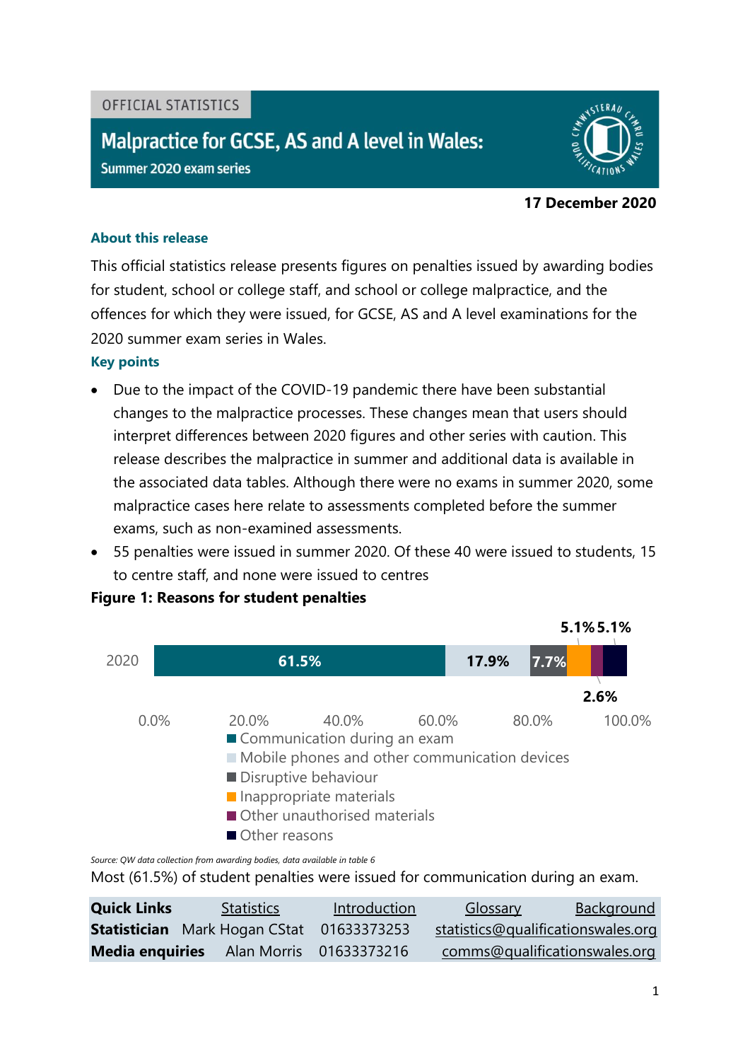OFFICIAL STATISTICS

# Malpractice for GCSE, AS and A level in Wales:

**Summer 2020 exam series**

**17 December 2020**

### About this release

This official statistics release presents figures on penalties issued by awarding bodies for student, school or college staff, and school or college malpractice, and the offences for which they were issued, for GCSE, AS and A level examinations for the 2020 summer exam series in Wales.

### Key points

- Due to the impact of the COVID-19 pandemic there have been substantial changes to the malpractice processes. These changes mean that users should interpret differences between 2020 figures and other series with caution. This release describes the malpractice in summer and additional data is available in the associated data tables. Although there were no exams in summer 2020, some malpractice cases here relate to assessments completed before the summer exams, such as non-examined assessments.
- 55 penalties were issued in summer 2020. Of these 40 were issued to students, 15 to centre staff, and none were issued to centres

**Figure 1: Reasons for student penalties**

| 2020 | Percentage |
|---|---|
| Communication during an exam | 61.5% |
| Mobile phones and other communication devices | 17.9% |
| Disruptive behaviour | 7.7% |
| Inappropriate materials | 5.1% |
| Other unauthorised materials | 2.6% |
| Other reasons | 5.1% |

*Source: QW data collection from awarding bodies, data available in table 6*

Most (61.5%) of student penalties were issued for communication during an exam.

| **Quick Links** | Statistics | Introduction | Glossary | Background |
|---|---|---|---|---|
| **Statistician** | Mark Hogan CStat | 01633373253 | statistics@qualificationswales.org | |
| **Media enquiries** | Alan Morris | 01633373216 | comms@qualificationswales.org | |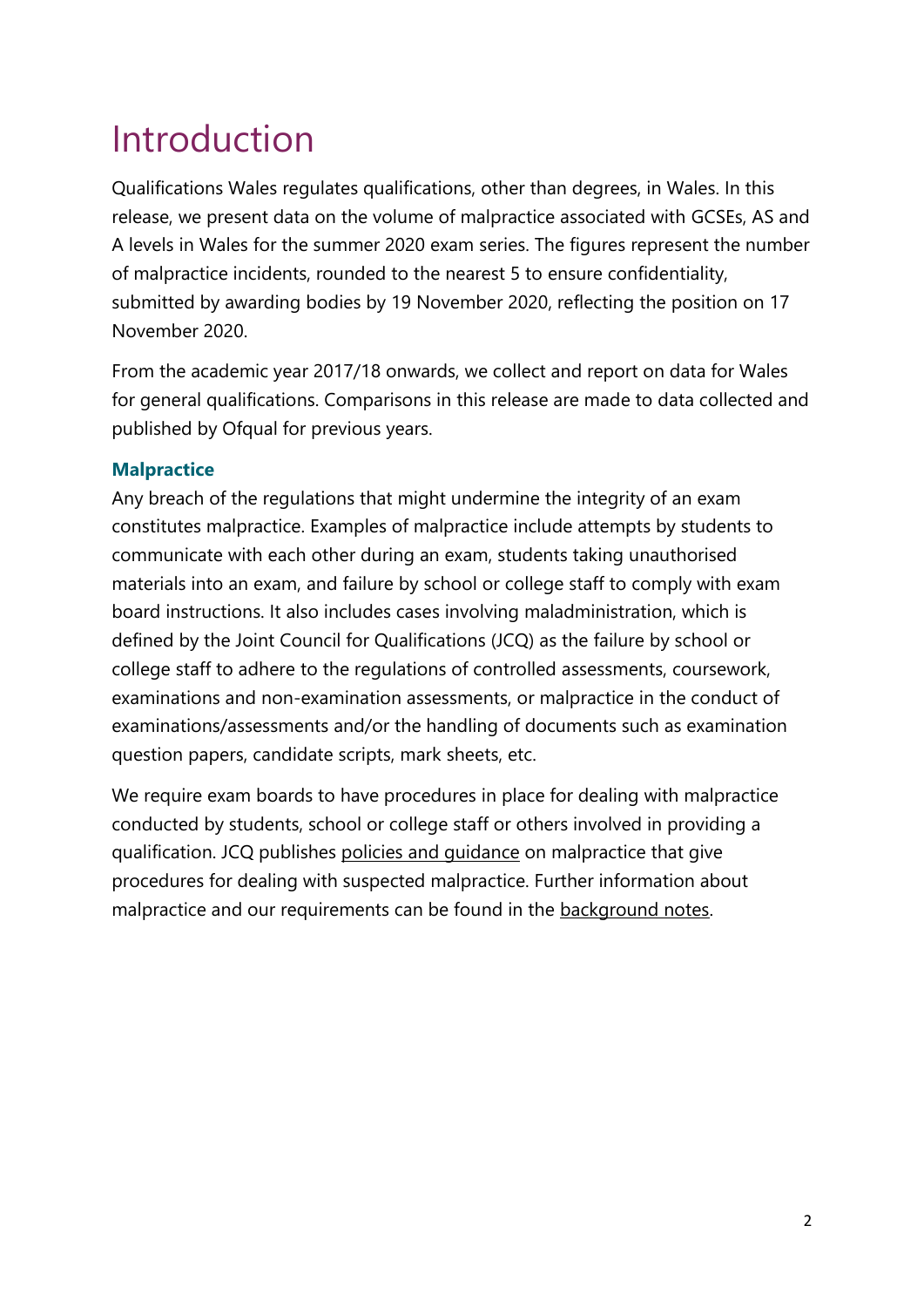# Introduction

Qualifications Wales regulates qualifications, other than degrees, in Wales. In this release, we present data on the volume of malpractice associated with GCSEs, AS and A levels in Wales for the summer 2020 exam series. The figures represent the number of malpractice incidents, rounded to the nearest 5 to ensure confidentiality, submitted by awarding bodies by 19 November 2020, reflecting the position on 17 November 2020.

From the academic year 2017/18 onwards, we collect and report on data for Wales for general qualifications. Comparisons in this release are made to data collected and published by Ofqual for previous years.

### Malpractice

Any breach of the regulations that might undermine the integrity of an exam constitutes malpractice. Examples of malpractice include attempts by students to communicate with each other during an exam, students taking unauthorised materials into an exam, and failure by school or college staff to comply with exam board instructions. It also includes cases involving maladministration, which is defined by the Joint Council for Qualifications (JCQ) as the failure by school or college staff to adhere to the regulations of controlled assessments, coursework, examinations and non-examination assessments, or malpractice in the conduct of examinations/assessments and/or the handling of documents such as examination question papers, candidate scripts, mark sheets, etc.

We require exam boards to have procedures in place for dealing with malpractice conducted by students, school or college staff or others involved in providing a qualification. JCQ publishes policies and guidance on malpractice that give procedures for dealing with suspected malpractice. Further information about malpractice and our requirements can be found in the background notes.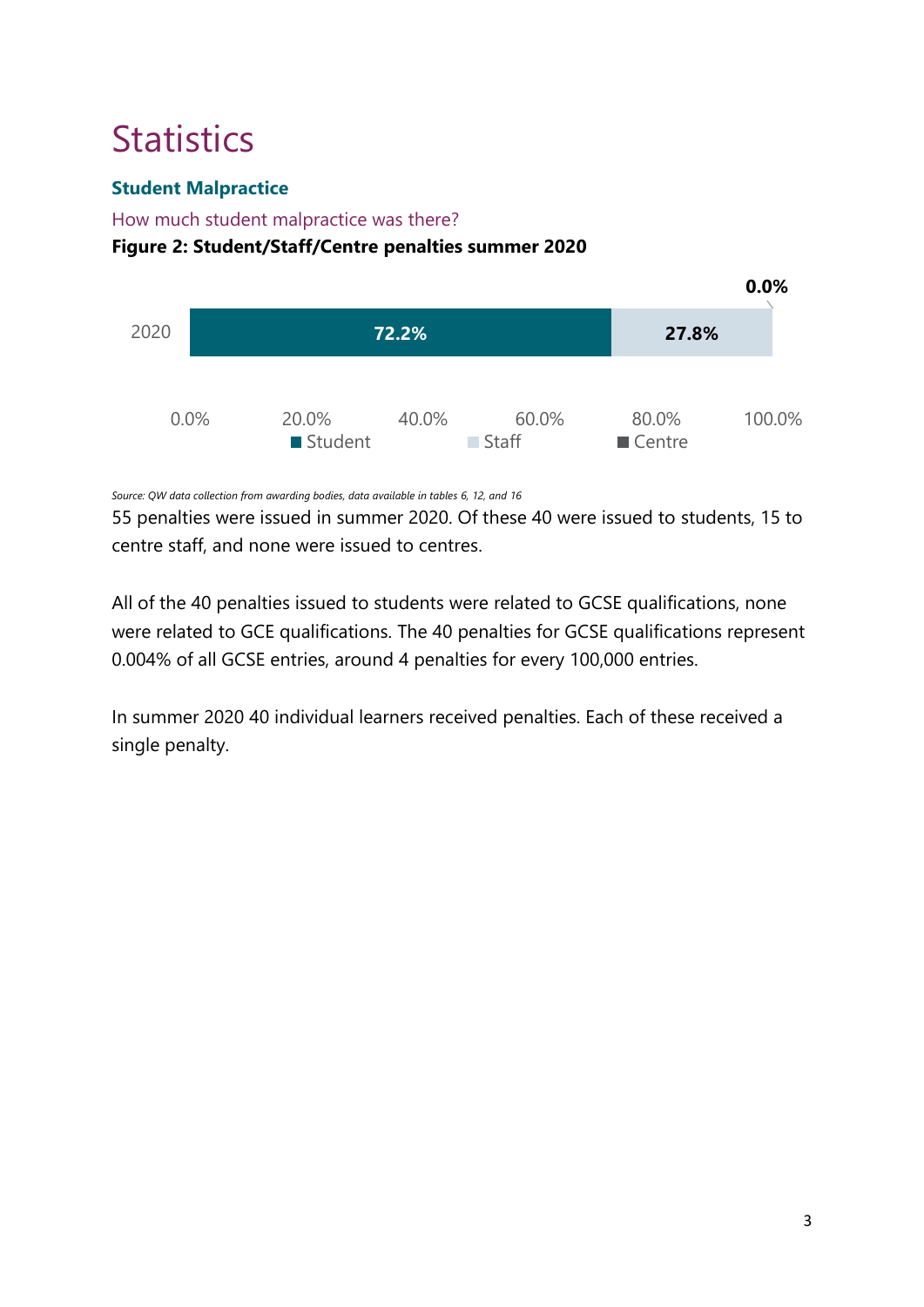# Statistics

## Student Malpractice

### How much student malpractice was there?

**Figure 2: Student/Staff/Centre penalties summer 2020**

| | Student | Staff | Centre |
|---|---|---|---|
| 2020 | 72.2% | 27.8% | 0.0% |

*Source: QW data collection from awarding bodies, data available in tables 6, 12, and 16*

55 penalties were issued in summer 2020. Of these 40 were issued to students, 15 to centre staff, and none were issued to centres.

All of the 40 penalties issued to students were related to GCSE qualifications, none were related to GCE qualifications. The 40 penalties for GCSE qualifications represent 0.004% of all GCSE entries, around 4 penalties for every 100,000 entries.

In summer 2020 40 individual learners received penalties. Each of these received a single penalty.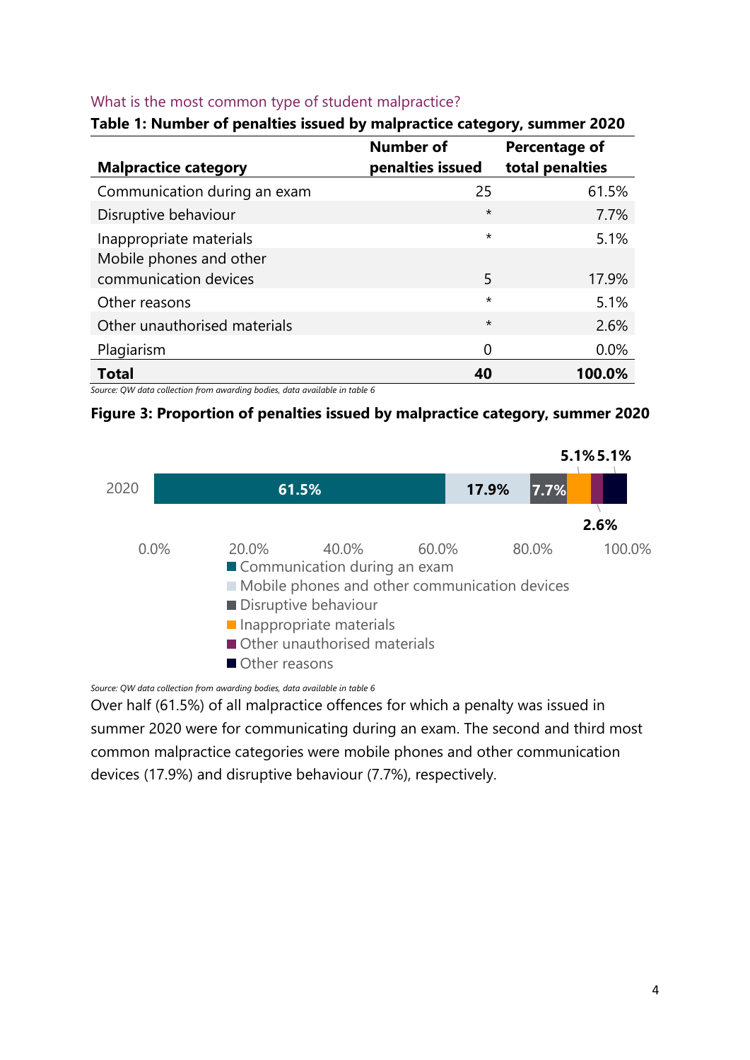### What is the most common type of student malpractice?

**Table 1: Number of penalties issued by malpractice category, summer 2020**

| Malpractice category | Number of penalties issued | Percentage of total penalties |
|---|---|---|
| Communication during an exam | 25 | 61.5% |
| Disruptive behaviour | * | 7.7% |
| Inappropriate materials | * | 5.1% |
| Mobile phones and other communication devices | 5 | 17.9% |
| Other reasons | * | 5.1% |
| Other unauthorised materials | * | 2.6% |
| Plagiarism | 0 | 0.0% |
| **Total** | **40** | **100.0%** |

*Source: QW data collection from awarding bodies, data available in table 6*

**Figure 3: Proportion of penalties issued by malpractice category, summer 2020**

*Source: QW data collection from awarding bodies, data available in table 6*

Over half (61.5%) of all malpractice offences for which a penalty was issued in summer 2020 were for communicating during an exam. The second and third most common malpractice categories were mobile phones and other communication devices (17.9%) and disruptive behaviour (7.7%), respectively.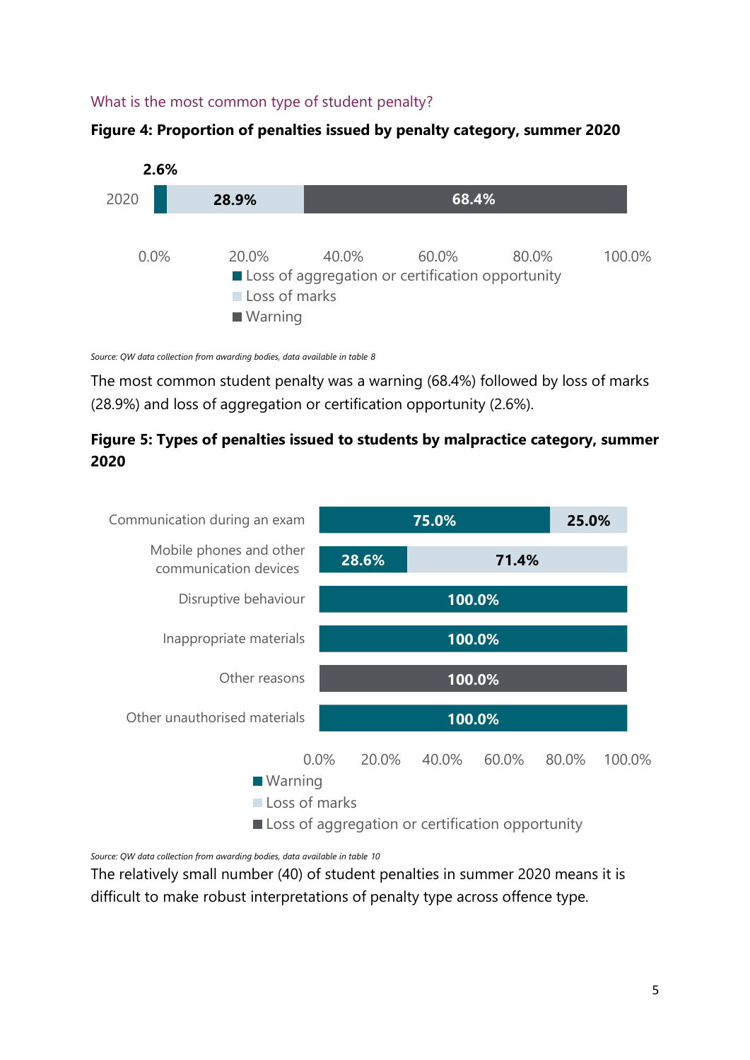### What is the most common type of student penalty?

**Figure 4: Proportion of penalties issued by penalty category, summer 2020**

| Year | Loss of aggregation or certification opportunity | Loss of marks | Warning |
|---|---|---|---|
| 2020 | 2.6% | 28.9% | 68.4% |

*Source: QW data collection from awarding bodies, data available in table 8*

The most common student penalty was a warning (68.4%) followed by loss of marks (28.9%) and loss of aggregation or certification opportunity (2.6%).

**Figure 5: Types of penalties issued to students by malpractice category, summer 2020**

| Malpractice category | Warning | Loss of marks | Loss of aggregation or certification opportunity |
|---|---|---|---|
| Communication during an exam | 75.0% | 25.0% | |
| Mobile phones and other communication devices | 28.6% | 71.4% | |
| Disruptive behaviour | 100.0% | | |
| Inappropriate materials | 100.0% | | |
| Other reasons | | | 100.0% |
| Other unauthorised materials | 100.0% | | |

*Source: QW data collection from awarding bodies, data available in table 10*

The relatively small number (40) of student penalties in summer 2020 means it is difficult to make robust interpretations of penalty type across offence type.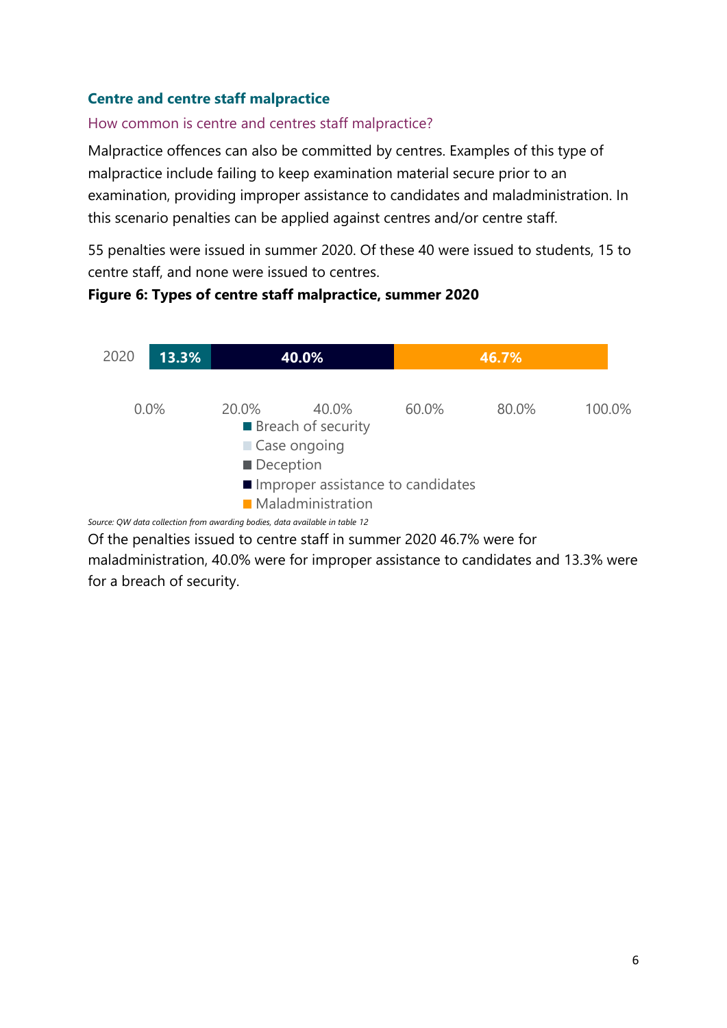### Centre and centre staff malpractice

How common is centre and centres staff malpractice?

Malpractice offences can also be committed by centres. Examples of this type of malpractice include failing to keep examination material secure prior to an examination, providing improper assistance to candidates and maladministration. In this scenario penalties can be applied against centres and/or centre staff.

55 penalties were issued in summer 2020. Of these 40 were issued to students, 15 to centre staff, and none were issued to centres.

**Figure 6: Types of centre staff malpractice, summer 2020**

| Year | Breach of security | Case ongoing | Deception | Improper assistance to candidates | Maladministration |
|---|---|---|---|---|---|
| 2020 | 13.3% | | | 40.0% | 46.7% |

*Source: QW data collection from awarding bodies, data available in table 12*

Of the penalties issued to centre staff in summer 2020 46.7% were for maladministration, 40.0% were for improper assistance to candidates and 13.3% were for a breach of security.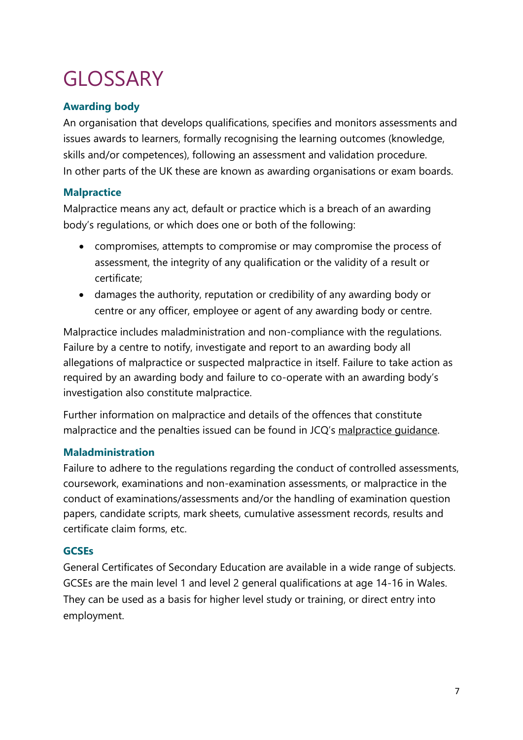# GLOSSARY

### Awarding body

An organisation that develops qualifications, specifies and monitors assessments and issues awards to learners, formally recognising the learning outcomes (knowledge, skills and/or competences), following an assessment and validation procedure. In other parts of the UK these are known as awarding organisations or exam boards.

### Malpractice

Malpractice means any act, default or practice which is a breach of an awarding body's regulations, or which does one or both of the following:

- compromises, attempts to compromise or may compromise the process of assessment, the integrity of any qualification or the validity of a result or certificate;
- damages the authority, reputation or credibility of any awarding body or centre or any officer, employee or agent of any awarding body or centre.

Malpractice includes maladministration and non-compliance with the regulations. Failure by a centre to notify, investigate and report to an awarding body all allegations of malpractice or suspected malpractice in itself. Failure to take action as required by an awarding body and failure to co-operate with an awarding body's investigation also constitute malpractice.

Further information on malpractice and details of the offences that constitute malpractice and the penalties issued can be found in JCQ's malpractice guidance.

### Maladministration

Failure to adhere to the regulations regarding the conduct of controlled assessments, coursework, examinations and non-examination assessments, or malpractice in the conduct of examinations/assessments and/or the handling of examination question papers, candidate scripts, mark sheets, cumulative assessment records, results and certificate claim forms, etc.

### GCSEs

General Certificates of Secondary Education are available in a wide range of subjects. GCSEs are the main level 1 and level 2 general qualifications at age 14-16 in Wales. They can be used as a basis for higher level study or training, or direct entry into employment.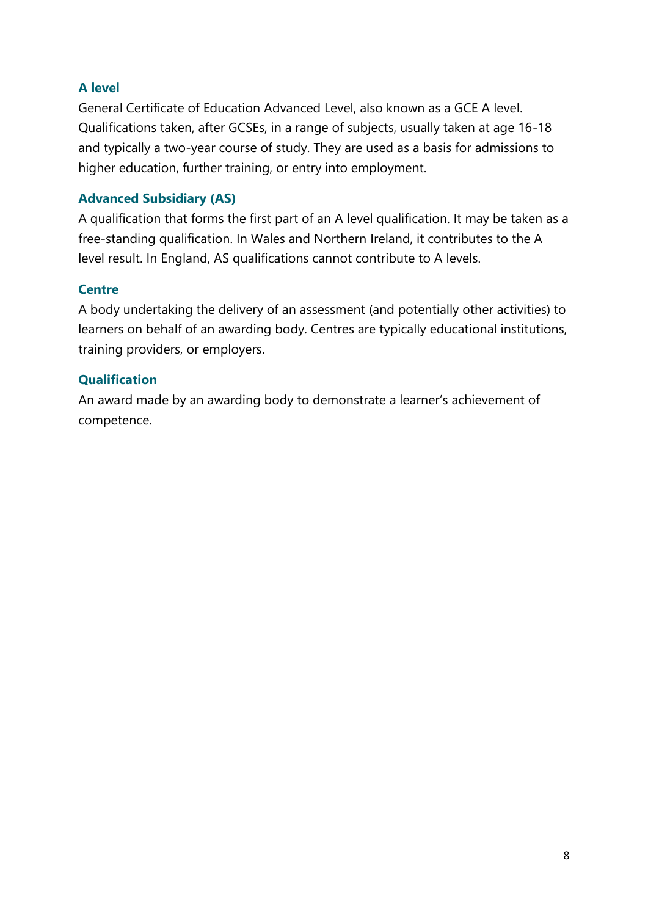### A level

General Certificate of Education Advanced Level, also known as a GCE A level. Qualifications taken, after GCSEs, in a range of subjects, usually taken at age 16-18 and typically a two-year course of study. They are used as a basis for admissions to higher education, further training, or entry into employment.

### Advanced Subsidiary (AS)

A qualification that forms the first part of an A level qualification. It may be taken as a free-standing qualification. In Wales and Northern Ireland, it contributes to the A level result. In England, AS qualifications cannot contribute to A levels.

### Centre

A body undertaking the delivery of an assessment (and potentially other activities) to learners on behalf of an awarding body. Centres are typically educational institutions, training providers, or employers.

### Qualification

An award made by an awarding body to demonstrate a learner's achievement of competence.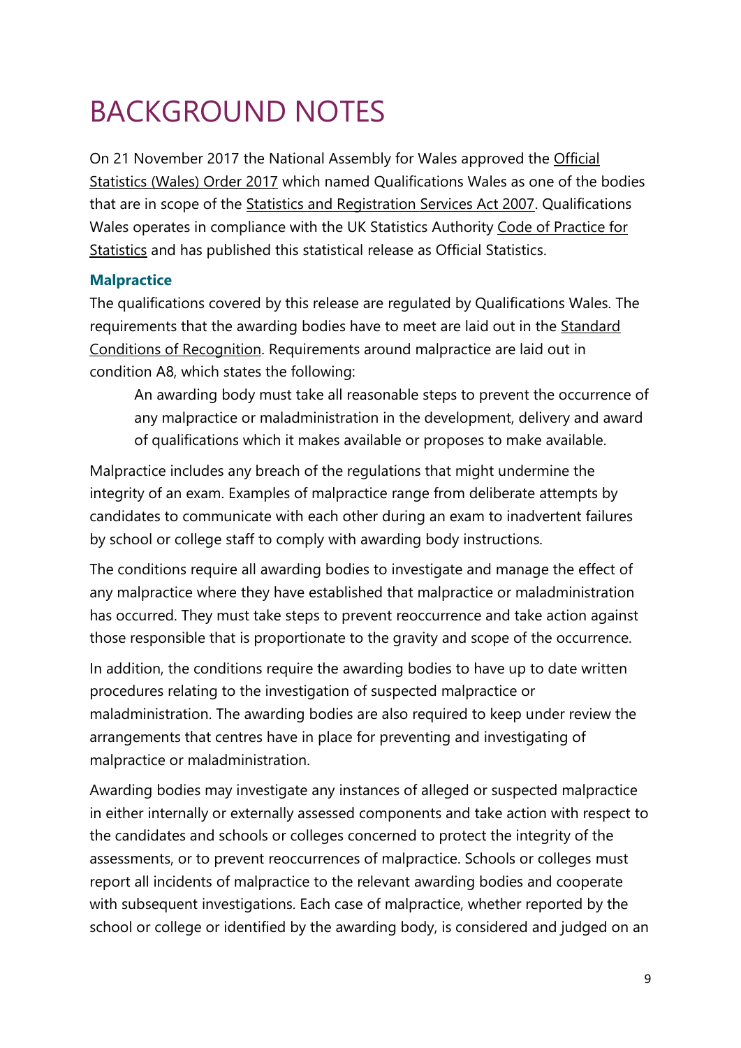# BACKGROUND NOTES

On 21 November 2017 the National Assembly for Wales approved the Official Statistics (Wales) Order 2017 which named Qualifications Wales as one of the bodies that are in scope of the Statistics and Registration Services Act 2007. Qualifications Wales operates in compliance with the UK Statistics Authority Code of Practice for Statistics and has published this statistical release as Official Statistics.

### Malpractice

The qualifications covered by this release are regulated by Qualifications Wales. The requirements that the awarding bodies have to meet are laid out in the Standard Conditions of Recognition. Requirements around malpractice are laid out in condition A8, which states the following:

> An awarding body must take all reasonable steps to prevent the occurrence of any malpractice or maladministration in the development, delivery and award of qualifications which it makes available or proposes to make available.

Malpractice includes any breach of the regulations that might undermine the integrity of an exam. Examples of malpractice range from deliberate attempts by candidates to communicate with each other during an exam to inadvertent failures by school or college staff to comply with awarding body instructions.

The conditions require all awarding bodies to investigate and manage the effect of any malpractice where they have established that malpractice or maladministration has occurred. They must take steps to prevent reoccurrence and take action against those responsible that is proportionate to the gravity and scope of the occurrence.

In addition, the conditions require the awarding bodies to have up to date written procedures relating to the investigation of suspected malpractice or maladministration. The awarding bodies are also required to keep under review the arrangements that centres have in place for preventing and investigating of malpractice or maladministration.

Awarding bodies may investigate any instances of alleged or suspected malpractice in either internally or externally assessed components and take action with respect to the candidates and schools or colleges concerned to protect the integrity of the assessments, or to prevent reoccurrences of malpractice. Schools or colleges must report all incidents of malpractice to the relevant awarding bodies and cooperate with subsequent investigations. Each case of malpractice, whether reported by the school or college or identified by the awarding body, is considered and judged on an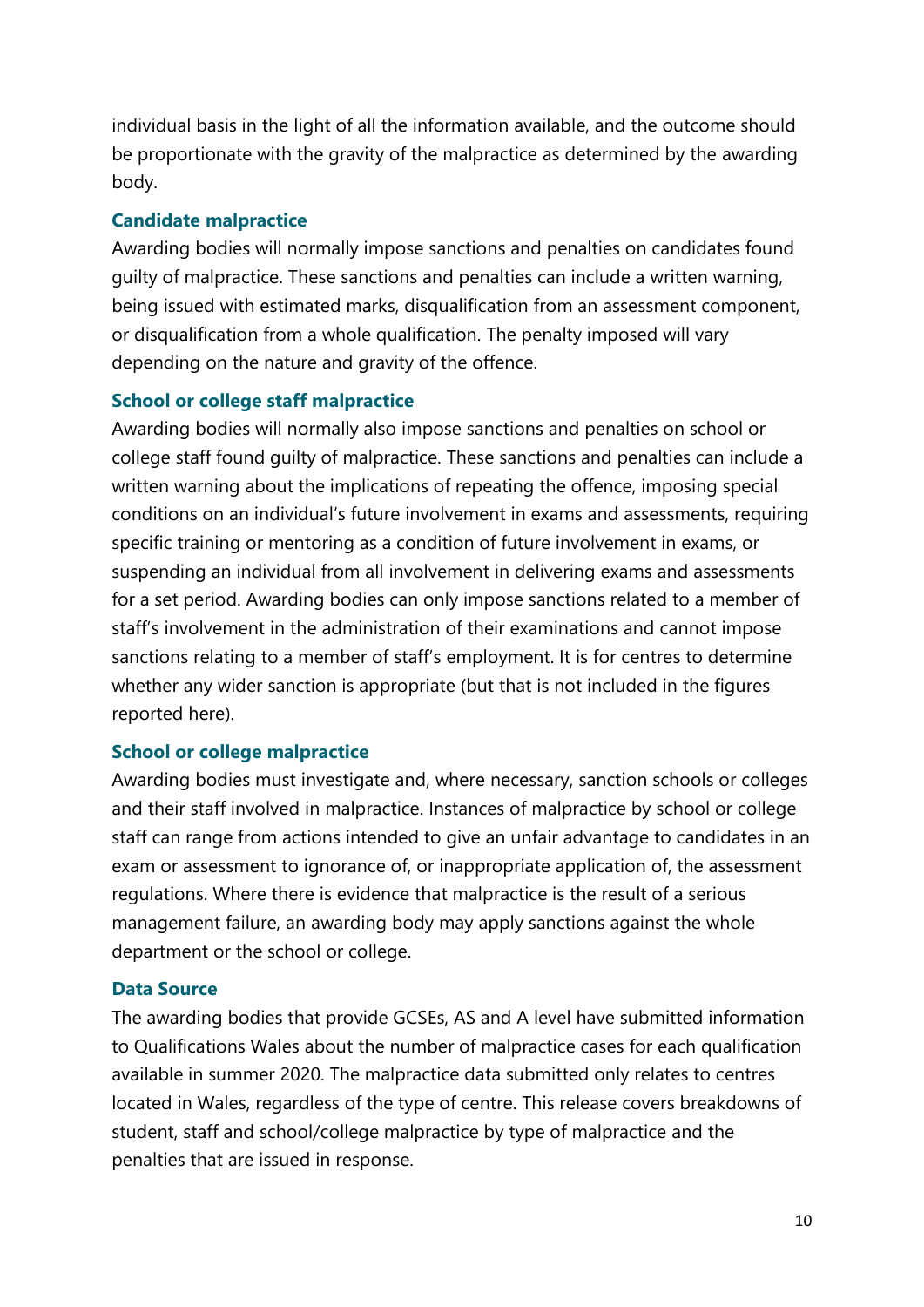individual basis in the light of all the information available, and the outcome should be proportionate with the gravity of the malpractice as determined by the awarding body.

### Candidate malpractice

Awarding bodies will normally impose sanctions and penalties on candidates found guilty of malpractice. These sanctions and penalties can include a written warning, being issued with estimated marks, disqualification from an assessment component, or disqualification from a whole qualification. The penalty imposed will vary depending on the nature and gravity of the offence.

### School or college staff malpractice

Awarding bodies will normally also impose sanctions and penalties on school or college staff found guilty of malpractice. These sanctions and penalties can include a written warning about the implications of repeating the offence, imposing special conditions on an individual's future involvement in exams and assessments, requiring specific training or mentoring as a condition of future involvement in exams, or suspending an individual from all involvement in delivering exams and assessments for a set period. Awarding bodies can only impose sanctions related to a member of staff's involvement in the administration of their examinations and cannot impose sanctions relating to a member of staff's employment. It is for centres to determine whether any wider sanction is appropriate (but that is not included in the figures reported here).

### School or college malpractice

Awarding bodies must investigate and, where necessary, sanction schools or colleges and their staff involved in malpractice. Instances of malpractice by school or college staff can range from actions intended to give an unfair advantage to candidates in an exam or assessment to ignorance of, or inappropriate application of, the assessment regulations. Where there is evidence that malpractice is the result of a serious management failure, an awarding body may apply sanctions against the whole department or the school or college.

### Data Source

The awarding bodies that provide GCSEs, AS and A level have submitted information to Qualifications Wales about the number of malpractice cases for each qualification available in summer 2020. The malpractice data submitted only relates to centres located in Wales, regardless of the type of centre. This release covers breakdowns of student, staff and school/college malpractice by type of malpractice and the penalties that are issued in response.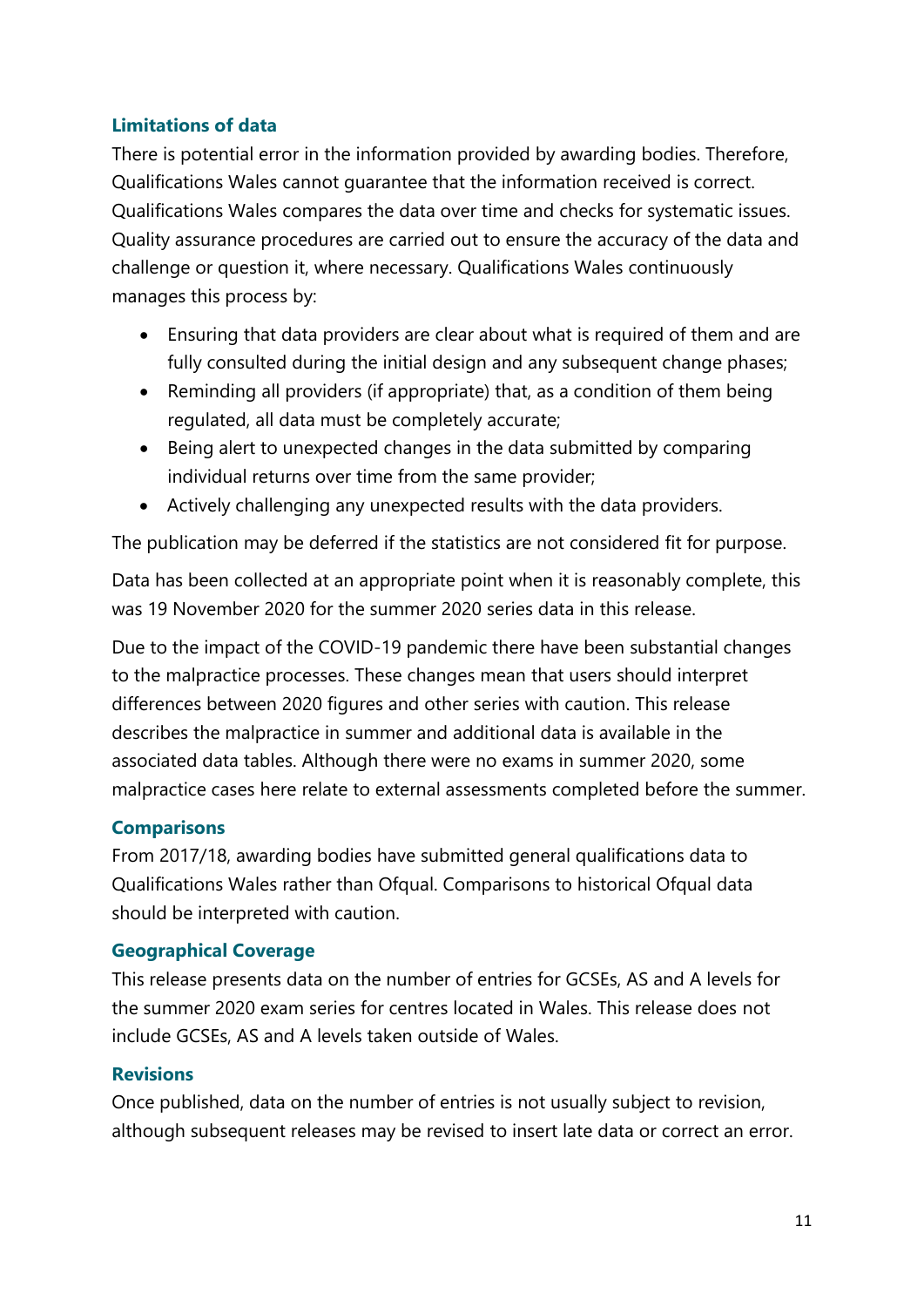### Limitations of data

There is potential error in the information provided by awarding bodies. Therefore, Qualifications Wales cannot guarantee that the information received is correct. Qualifications Wales compares the data over time and checks for systematic issues. Quality assurance procedures are carried out to ensure the accuracy of the data and challenge or question it, where necessary. Qualifications Wales continuously manages this process by:

- Ensuring that data providers are clear about what is required of them and are fully consulted during the initial design and any subsequent change phases;
- Reminding all providers (if appropriate) that, as a condition of them being regulated, all data must be completely accurate;
- Being alert to unexpected changes in the data submitted by comparing individual returns over time from the same provider;
- Actively challenging any unexpected results with the data providers.

The publication may be deferred if the statistics are not considered fit for purpose.

Data has been collected at an appropriate point when it is reasonably complete, this was 19 November 2020 for the summer 2020 series data in this release.

Due to the impact of the COVID-19 pandemic there have been substantial changes to the malpractice processes. These changes mean that users should interpret differences between 2020 figures and other series with caution. This release describes the malpractice in summer and additional data is available in the associated data tables. Although there were no exams in summer 2020, some malpractice cases here relate to external assessments completed before the summer.

### Comparisons

From 2017/18, awarding bodies have submitted general qualifications data to Qualifications Wales rather than Ofqual. Comparisons to historical Ofqual data should be interpreted with caution.

### Geographical Coverage

This release presents data on the number of entries for GCSEs, AS and A levels for the summer 2020 exam series for centres located in Wales. This release does not include GCSEs, AS and A levels taken outside of Wales.

### Revisions

Once published, data on the number of entries is not usually subject to revision, although subsequent releases may be revised to insert late data or correct an error.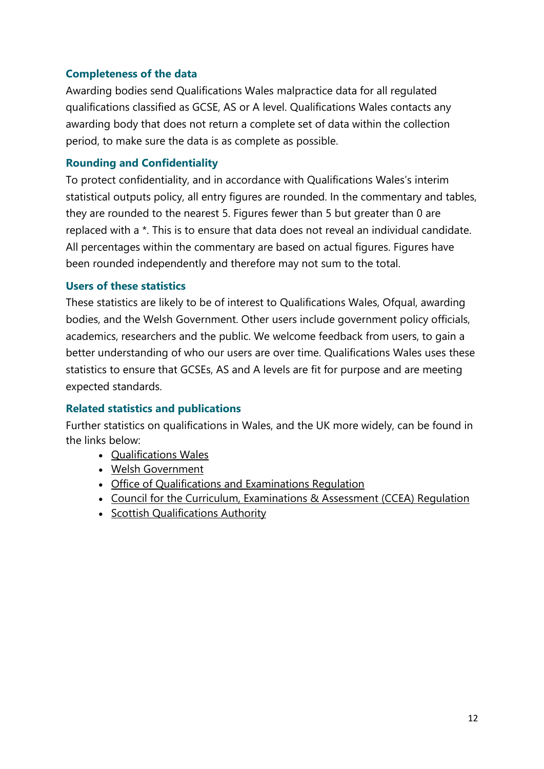### Completeness of the data

Awarding bodies send Qualifications Wales malpractice data for all regulated qualifications classified as GCSE, AS or A level. Qualifications Wales contacts any awarding body that does not return a complete set of data within the collection period, to make sure the data is as complete as possible.

### Rounding and Confidentiality

To protect confidentiality, and in accordance with Qualifications Wales's interim statistical outputs policy, all entry figures are rounded. In the commentary and tables, they are rounded to the nearest 5. Figures fewer than 5 but greater than 0 are replaced with a *. This is to ensure that data does not reveal an individual candidate. All percentages within the commentary are based on actual figures. Figures have been rounded independently and therefore may not sum to the total.

### Users of these statistics

These statistics are likely to be of interest to Qualifications Wales, Ofqual, awarding bodies, and the Welsh Government. Other users include government policy officials, academics, researchers and the public. We welcome feedback from users, to gain a better understanding of who our users are over time. Qualifications Wales uses these statistics to ensure that GCSEs, AS and A levels are fit for purpose and are meeting expected standards.

### Related statistics and publications

Further statistics on qualifications in Wales, and the UK more widely, can be found in the links below:

- Qualifications Wales
- Welsh Government
- Office of Qualifications and Examinations Regulation
- Council for the Curriculum, Examinations & Assessment (CCEA) Regulation
- Scottish Qualifications Authority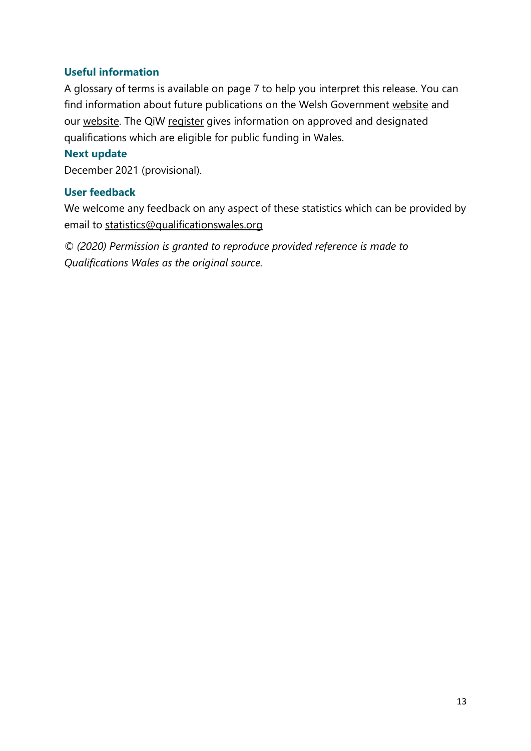### Useful information

A glossary of terms is available on page 7 to help you interpret this release. You can find information about future publications on the Welsh Government website and our website. The QiW register gives information on approved and designated qualifications which are eligible for public funding in Wales.

### Next update

December 2021 (provisional).

### User feedback

We welcome any feedback on any aspect of these statistics which can be provided by email to statistics@qualificationswales.org

*© (2020) Permission is granted to reproduce provided reference is made to Qualifications Wales as the original source.*